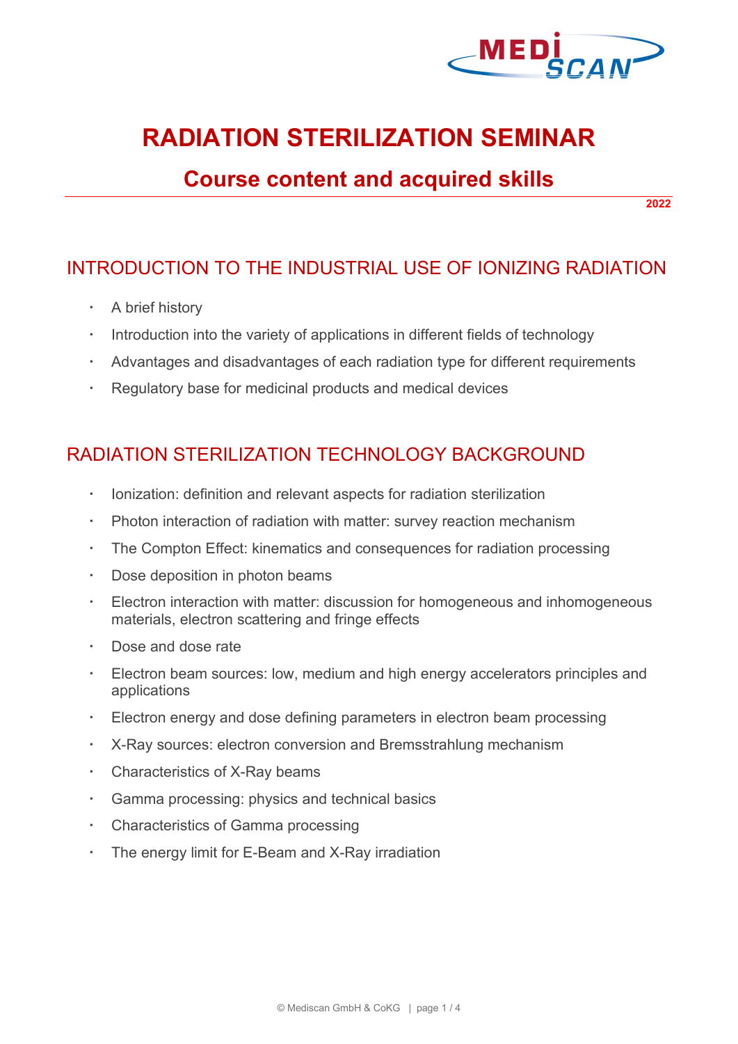# RADIATION STERILIZATION SEMINAR

## Course content and acquired skills

2022

## INTRODUCTION TO THE INDUSTRIAL USE OF IONIZING RADIATION

- A brief history
- Introduction into the variety of applications in different fields of technology
- Advantages and disadvantages of each radiation type for different requirements
- Regulatory base for medicinal products and medical devices

## RADIATION STERILIZATION TECHNOLOGY BACKGROUND

- Ionization: definition and relevant aspects for radiation sterilization
- Photon interaction of radiation with matter: survey reaction mechanism
- The Compton Effect: kinematics and consequences for radiation processing
- Dose deposition in photon beams
- Electron interaction with matter: discussion for homogeneous and inhomogeneous materials, electron scattering and fringe effects
- Dose and dose rate
- Electron beam sources: low, medium and high energy accelerators principles and applications
- Electron energy and dose defining parameters in electron beam processing
- X-Ray sources: electron conversion and Bremsstrahlung mechanism
- Characteristics of X-Ray beams
- Gamma processing: physics and technical basics
- Characteristics of Gamma processing
- The energy limit for E-Beam and X-Ray irradiation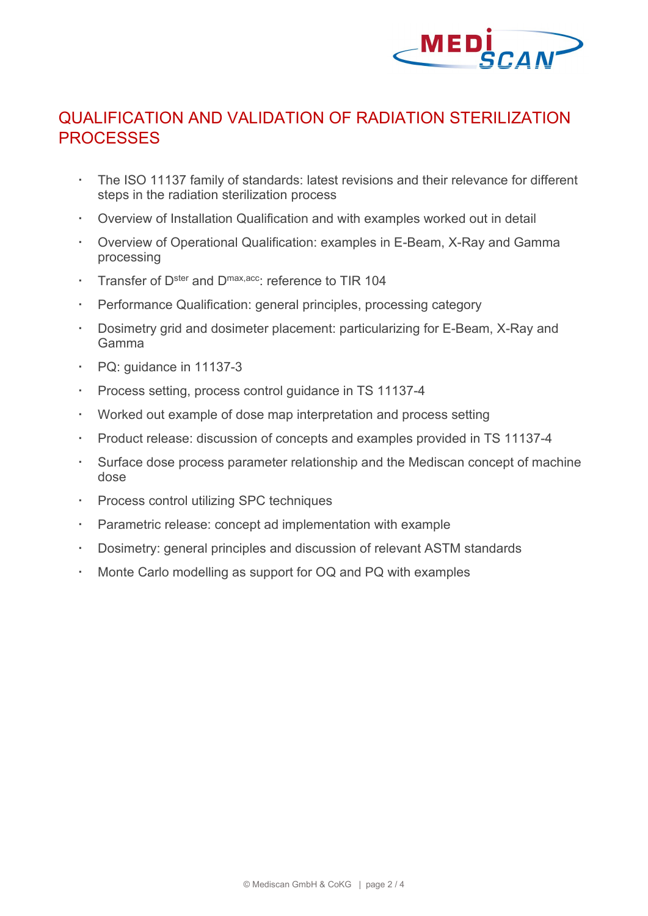# QUALIFICATION AND VALIDATION OF RADIATION STERILIZATION PROCESSES

- The ISO 11137 family of standards: latest revisions and their relevance for different steps in the radiation sterilization process
- Overview of Installation Qualification and with examples worked out in detail
- Overview of Operational Qualification: examples in E-Beam, X-Ray and Gamma processing
- Transfer of $D^{ster}$ and $D^{max,acc}$: reference to TIR 104
- Performance Qualification: general principles, processing category
- Dosimetry grid and dosimeter placement: particularizing for E-Beam, X-Ray and Gamma
- PQ: guidance in 11137-3
- Process setting, process control guidance in TS 11137-4
- Worked out example of dose map interpretation and process setting
- Product release: discussion of concepts and examples provided in TS 11137-4
- Surface dose process parameter relationship and the Mediscan concept of machine dose
- Process control utilizing SPC techniques
- Parametric release: concept ad implementation with example
- Dosimetry: general principles and discussion of relevant ASTM standards
- Monte Carlo modelling as support for OQ and PQ with examples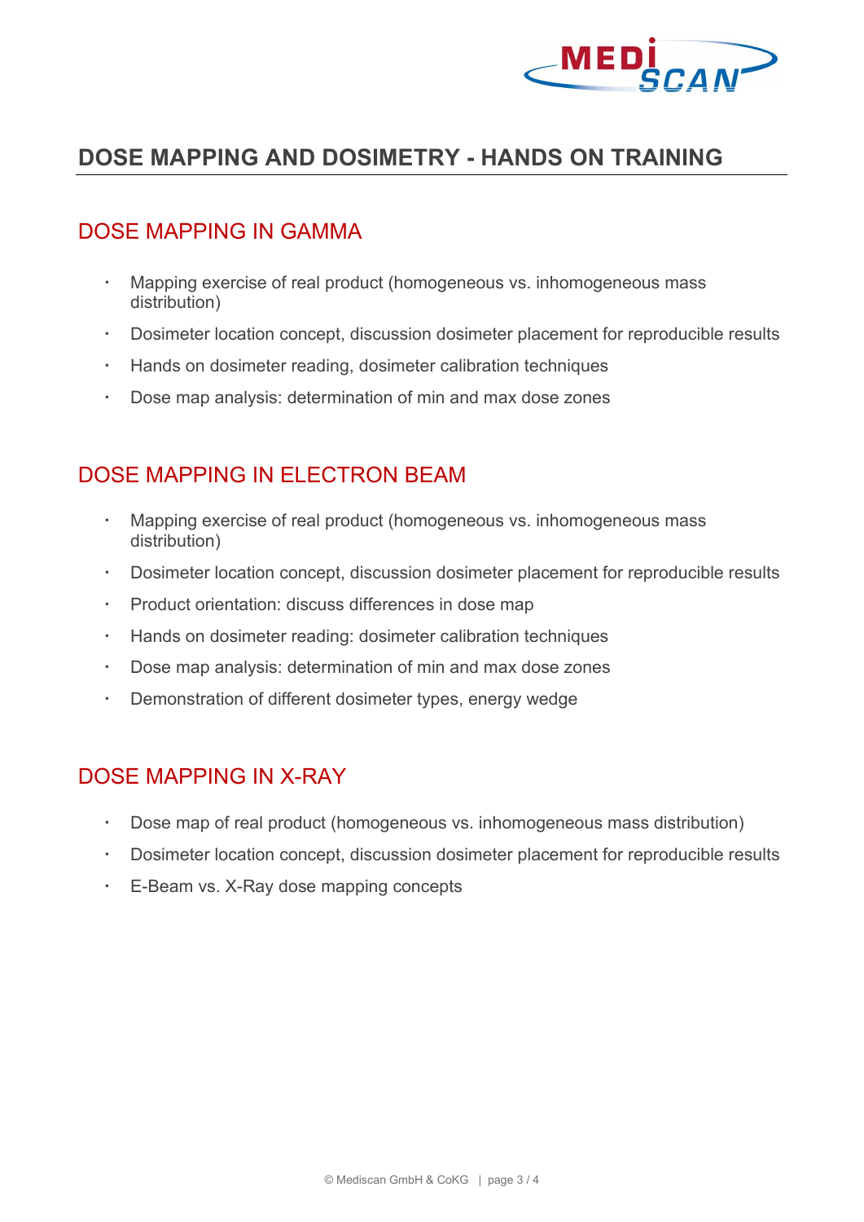# DOSE MAPPING AND DOSIMETRY - HANDS ON TRAINING

## DOSE MAPPING IN GAMMA

- Mapping exercise of real product (homogeneous vs. inhomogeneous mass distribution)
- Dosimeter location concept, discussion dosimeter placement for reproducible results
- Hands on dosimeter reading, dosimeter calibration techniques
- Dose map analysis: determination of min and max dose zones

## DOSE MAPPING IN ELECTRON BEAM

- Mapping exercise of real product (homogeneous vs. inhomogeneous mass distribution)
- Dosimeter location concept, discussion dosimeter placement for reproducible results
- Product orientation: discuss differences in dose map
- Hands on dosimeter reading: dosimeter calibration techniques
- Dose map analysis: determination of min and max dose zones
- Demonstration of different dosimeter types, energy wedge

## DOSE MAPPING IN X-RAY

- Dose map of real product (homogeneous vs. inhomogeneous mass distribution)
- Dosimeter location concept, discussion dosimeter placement for reproducible results
- E-Beam vs. X-Ray dose mapping concepts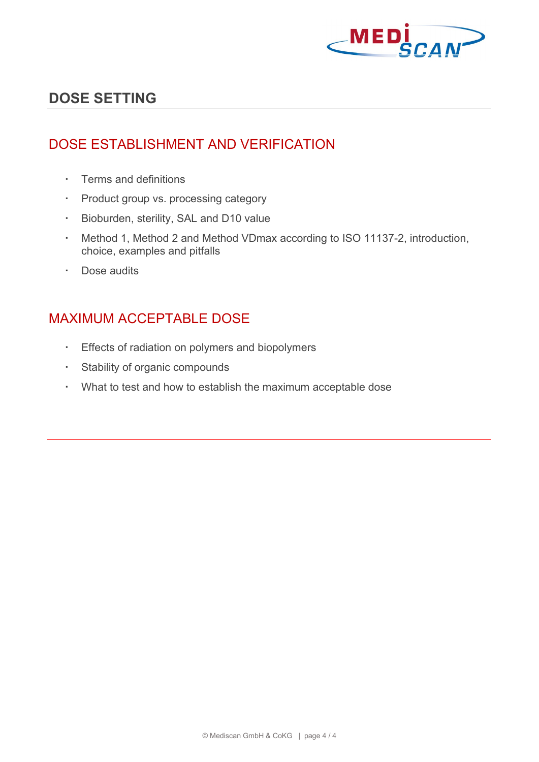## DOSE SETTING

### DOSE ESTABLISHMENT AND VERIFICATION

- Terms and definitions
- Product group vs. processing category
- Bioburden, sterility, SAL and D10 value
- Method 1, Method 2 and Method VDmax according to ISO 11137-2, introduction, choice, examples and pitfalls
- Dose audits

### MAXIMUM ACCEPTABLE DOSE

- Effects of radiation on polymers and biopolymers
- Stability of organic compounds
- What to test and how to establish the maximum acceptable dose